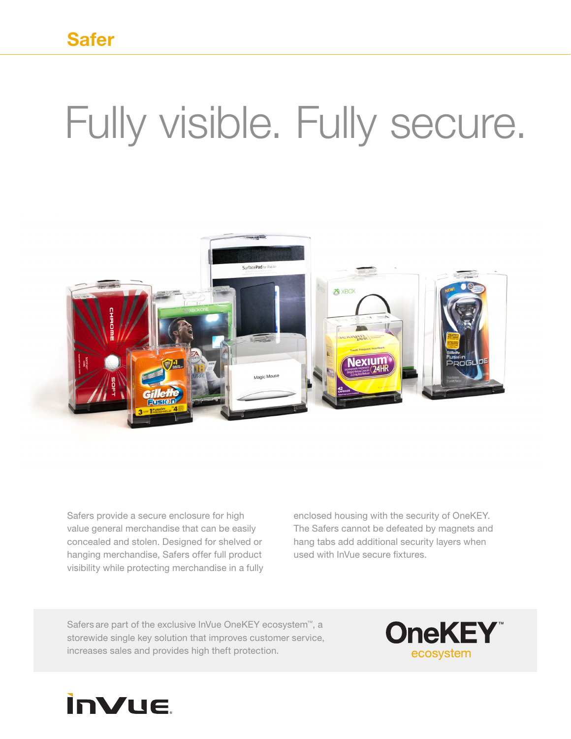## Safer

# Fully visible. Fully secure.

Safers provide a secure enclosure for high value general merchandise that can be easily concealed and stolen. Designed for shelved or hanging merchandise, Safers offer full product visibility while protecting merchandise in a fully enclosed housing with the security of OneKEY. The Safers cannot be defeated by magnets and hang tabs add additional security layers when used with InVue secure fixtures.

Safers are part of the exclusive InVue OneKEY ecosystem™, a storewide single key solution that improves customer service, increases sales and provides high theft protection.

OneKEY™ ecosystem

InVue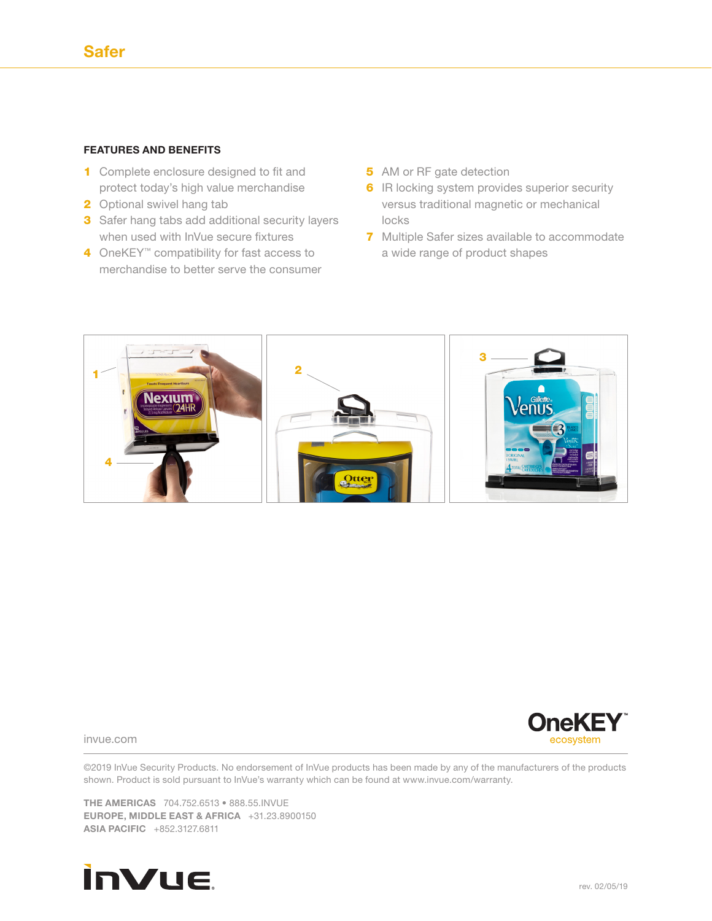# Safer

## FEATURES AND BENEFITS

1. Complete enclosure designed to fit and protect today's high value merchandise
2. Optional swivel hang tab
3. Safer hang tabs add additional security layers when used with InVue secure fixtures
4. OneKEY™ compatibility for fast access to merchandise to better serve the consumer
5. AM or RF gate detection
6. IR locking system provides superior security versus traditional magnetic or mechanical locks
7. Multiple Safer sizes available to accommodate a wide range of product shapes

invue.com

OneKEY™ ecosystem

©2019 InVue Security Products. No endorsement of InVue products has been made by any of the manufacturers of the products shown. Product is sold pursuant to InVue's warranty which can be found at www.invue.com/warranty.

**THE AMERICAS** 704.752.6513 • 888.55.INVUE
**EUROPE, MIDDLE EAST & AFRICA** +31.23.8900150
**ASIA PACIFIC** +852.3127.6811

InVue

rev. 02/05/19